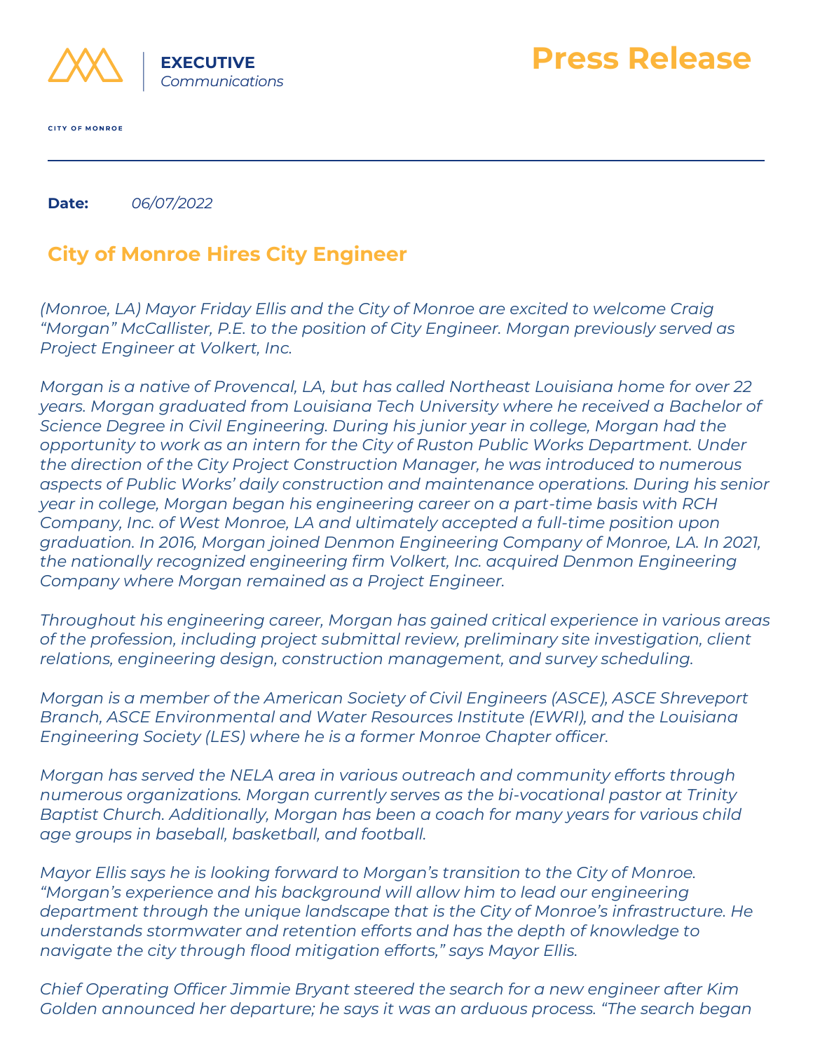EXECUTIVE
*Communications*

CITY OF MONROE

# Press Release

**Date:** *06/07/2022*

## City of Monroe Hires City Engineer

*(Monroe, LA) Mayor Friday Ellis and the City of Monroe are excited to welcome Craig "Morgan" McCallister, P.E. to the position of City Engineer. Morgan previously served as Project Engineer at Volkert, Inc.*

*Morgan is a native of Provencal, LA, but has called Northeast Louisiana home for over 22 years. Morgan graduated from Louisiana Tech University where he received a Bachelor of Science Degree in Civil Engineering. During his junior year in college, Morgan had the opportunity to work as an intern for the City of Ruston Public Works Department. Under the direction of the City Project Construction Manager, he was introduced to numerous aspects of Public Works' daily construction and maintenance operations. During his senior year in college, Morgan began his engineering career on a part-time basis with RCH Company, Inc. of West Monroe, LA and ultimately accepted a full-time position upon graduation. In 2016, Morgan joined Denmon Engineering Company of Monroe, LA. In 2021, the nationally recognized engineering firm Volkert, Inc. acquired Denmon Engineering Company where Morgan remained as a Project Engineer.*

*Throughout his engineering career, Morgan has gained critical experience in various areas of the profession, including project submittal review, preliminary site investigation, client relations, engineering design, construction management, and survey scheduling.*

*Morgan is a member of the American Society of Civil Engineers (ASCE), ASCE Shreveport Branch, ASCE Environmental and Water Resources Institute (EWRI), and the Louisiana Engineering Society (LES) where he is a former Monroe Chapter officer.*

*Morgan has served the NELA area in various outreach and community efforts through numerous organizations. Morgan currently serves as the bi-vocational pastor at Trinity Baptist Church. Additionally, Morgan has been a coach for many years for various child age groups in baseball, basketball, and football.*

*Mayor Ellis says he is looking forward to Morgan's transition to the City of Monroe. "Morgan's experience and his background will allow him to lead our engineering department through the unique landscape that is the City of Monroe's infrastructure. He understands stormwater and retention efforts and has the depth of knowledge to navigate the city through flood mitigation efforts," says Mayor Ellis.*

*Chief Operating Officer Jimmie Bryant steered the search for a new engineer after Kim Golden announced her departure; he says it was an arduous process. "The search began*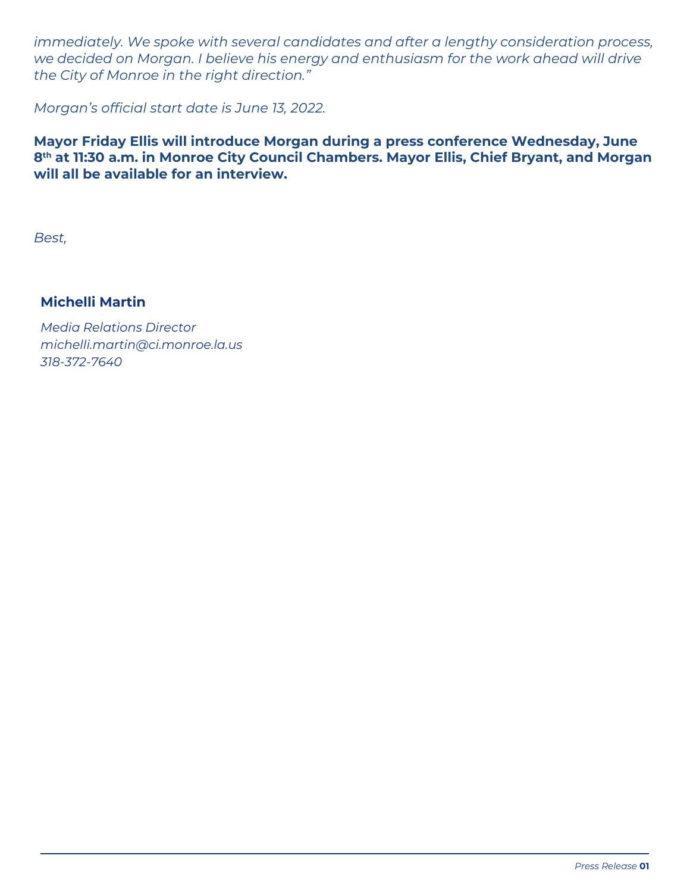*immediately. We spoke with several candidates and after a lengthy consideration process, we decided on Morgan. I believe his energy and enthusiasm for the work ahead will drive the City of Monroe in the right direction."*

*Morgan's official start date is June 13, 2022.*

**Mayor Friday Ellis will introduce Morgan during a press conference Wednesday, June 8th at 11:30 a.m. in Monroe City Council Chambers. Mayor Ellis, Chief Bryant, and Morgan will all be available for an interview.**

*Best,*

**Michelli Martin**

*Media Relations Director*
*michelli.martin@ci.monroe.la.us*
*318-372-7640*